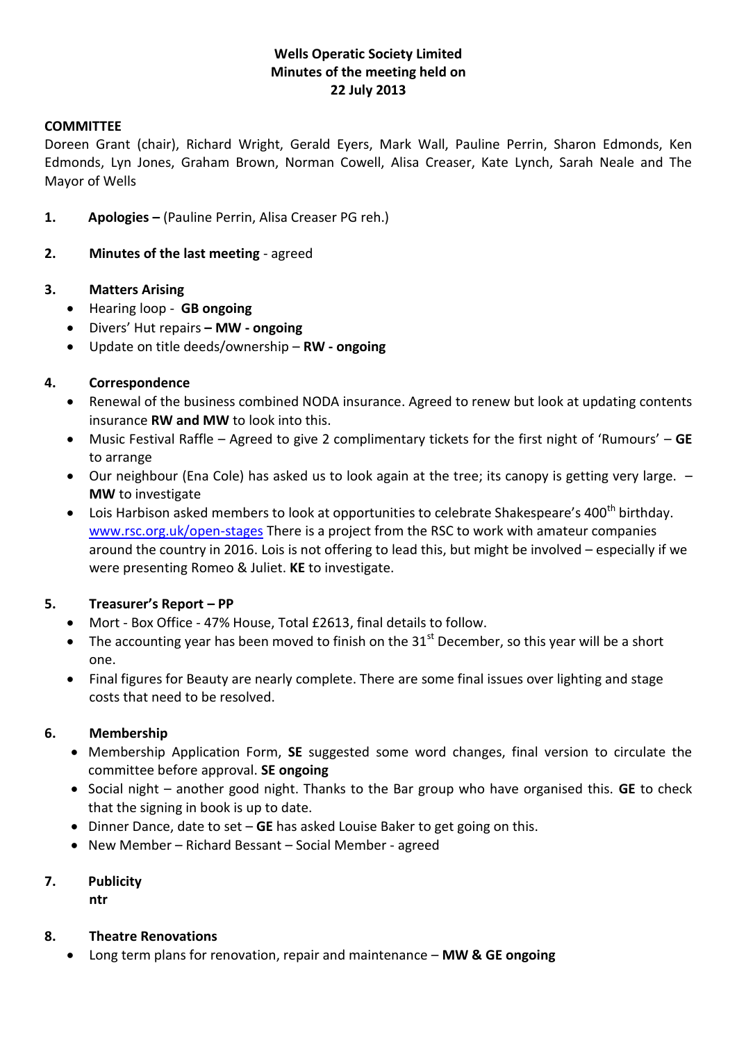**Wells Operatic Society Limited**
**Minutes of the meeting held on**
**22 July 2013**

**COMMITTEE**

Doreen Grant (chair), Richard Wright, Gerald Eyers, Mark Wall, Pauline Perrin, Sharon Edmonds, Ken Edmonds, Lyn Jones, Graham Brown, Norman Cowell, Alisa Creaser, Kate Lynch, Sarah Neale and The Mayor of Wells

1. **Apologies –** (Pauline Perrin, Alisa Creaser PG reh.)

2. **Minutes of the last meeting** - agreed

3. **Matters Arising**
   - Hearing loop - **GB ongoing**
   - Divers' Hut repairs **– MW - ongoing**
   - Update on title deeds/ownership – **RW - ongoing**

4. **Correspondence**
   - Renewal of the business combined NODA insurance. Agreed to renew but look at updating contents insurance **RW and MW** to look into this.
   - Music Festival Raffle – Agreed to give 2 complimentary tickets for the first night of 'Rumours' – **GE** to arrange
   - Our neighbour (Ena Cole) has asked us to look again at the tree; its canopy is getting very large. – **MW** to investigate
   - Lois Harbison asked members to look at opportunities to celebrate Shakespeare's 400th birthday. www.rsc.org.uk/open-stages There is a project from the RSC to work with amateur companies around the country in 2016. Lois is not offering to lead this, but might be involved – especially if we were presenting Romeo & Juliet. **KE** to investigate.

5. **Treasurer's Report – PP**
   - Mort - Box Office - 47% House, Total £2613, final details to follow.
   - The accounting year has been moved to finish on the 31st December, so this year will be a short one.
   - Final figures for Beauty are nearly complete. There are some final issues over lighting and stage costs that need to be resolved.

6. **Membership**
   - Membership Application Form, **SE** suggested some word changes, final version to circulate the committee before approval. **SE ongoing**
   - Social night – another good night. Thanks to the Bar group who have organised this. **GE** to check that the signing in book is up to date.
   - Dinner Dance, date to set – **GE** has asked Louise Baker to get going on this.
   - New Member – Richard Bessant – Social Member - agreed

7. **Publicity**
   **ntr**

8. **Theatre Renovations**
   - Long term plans for renovation, repair and maintenance – **MW & GE ongoing**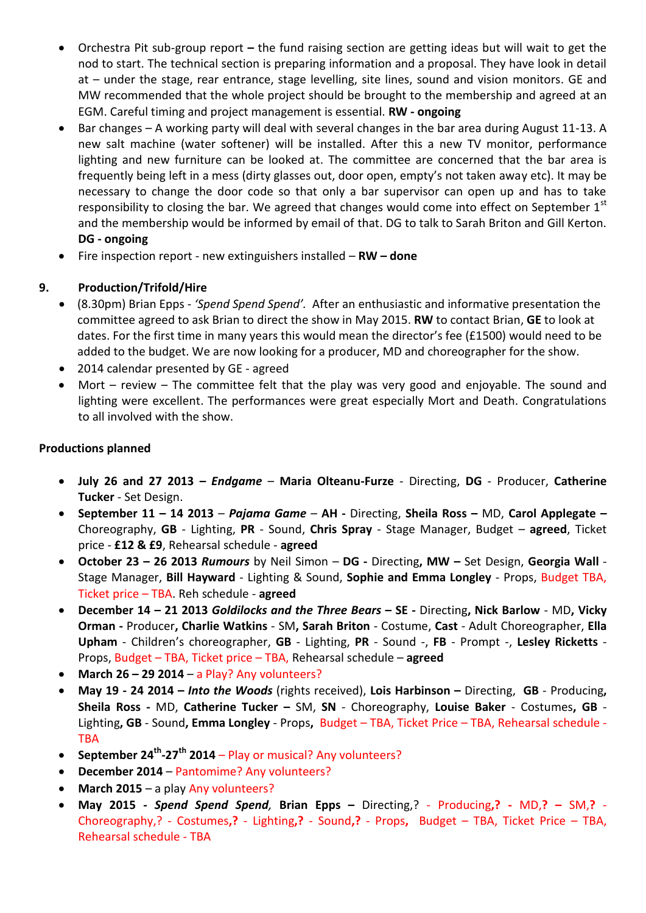- Orchestra Pit sub-group report **–** the fund raising section are getting ideas but will wait to get the nod to start. The technical section is preparing information and a proposal. They have look in detail at – under the stage, rear entrance, stage levelling, site lines, sound and vision monitors. GE and MW recommended that the whole project should be brought to the membership and agreed at an EGM. Careful timing and project management is essential. **RW - ongoing**
- Bar changes – A working party will deal with several changes in the bar area during August 11-13. A new salt machine (water softener) will be installed. After this a new TV monitor, performance lighting and new furniture can be looked at. The committee are concerned that the bar area is frequently being left in a mess (dirty glasses out, door open, empty's not taken away etc). It may be necessary to change the door code so that only a bar supervisor can open up and has to take responsibility to closing the bar. We agreed that changes would come into effect on September 1st and the membership would be informed by email of that. DG to talk to Sarah Briton and Gill Kerton. **DG - ongoing**
- Fire inspection report - new extinguishers installed – **RW – done**

## 9. Production/Trifold/Hire

- (8.30pm) Brian Epps - *'Spend Spend Spend'.* After an enthusiastic and informative presentation the committee agreed to ask Brian to direct the show in May 2015. **RW** to contact Brian, **GE** to look at dates. For the first time in many years this would mean the director's fee (£1500) would need to be added to the budget. We are now looking for a producer, MD and choreographer for the show.
- 2014 calendar presented by GE - agreed
- Mort – review – The committee felt that the play was very good and enjoyable. The sound and lighting were excellent. The performances were great especially Mort and Death. Congratulations to all involved with the show.

**Productions planned**

- **July 26 and 27 2013 –** ***Endgame*** – **Maria Olteanu-Furze** - Directing, **DG** - Producer, **Catherine Tucker** - Set Design.
- **September 11 – 14 2013** – ***Pajama Game*** – **AH -** Directing, **Sheila Ross –** MD, **Carol Applegate –** Choreography, **GB** - Lighting, **PR** - Sound, **Chris Spray** - Stage Manager, Budget – **agreed**, Ticket price - **£12 & £9**, Rehearsal schedule - **agreed**
- **October 23 – 26 2013** ***Rumours*** by Neil Simon – **DG -** Directing**, MW –** Set Design, **Georgia Wall** - Stage Manager, **Bill Hayward** - Lighting & Sound, **Sophie and Emma Longley** - Props, Budget TBA, Ticket price – TBA. Reh schedule - **agreed**
- **December 14 – 21 2013** ***Goldilocks and the Three Bears* – SE -** Directing**, Nick Barlow** - MD**, Vicky Orman -** Producer**, Charlie Watkins** - SM**, Sarah Briton** - Costume, **Cast** - Adult Choreographer, **Ella Upham** - Children's choreographer, **GB** - Lighting, **PR** - Sound -, **FB** - Prompt -, **Lesley Ricketts** - Props, Budget – TBA, Ticket price – TBA, Rehearsal schedule – **agreed**
- **March 26 – 29 2014** – a Play? Any volunteers?
- **May 19 - 24 2014 –** ***Into the Woods*** (rights received), **Lois Harbinson –** Directing, **GB** - Producing**, Sheila Ross -** MD, **Catherine Tucker –** SM, **SN** - Choreography, **Louise Baker** - Costumes**, GB** - Lighting**, GB** - Sound**, Emma Longley** - Props**,** Budget – TBA, Ticket Price – TBA, Rehearsal schedule - TBA
- **September 24th-27th 2014** – Play or musical? Any volunteers?
- **December 2014** – Pantomime? Any volunteers?
- **March 2015** – a play Any volunteers?
- **May 2015 -** ***Spend Spend Spend,*** **Brian Epps –** Directing,? - Producing**,? -** MD**,? –** SM**,?** - Choreography,? - Costumes**,?** - Lighting**,?** - Sound**,?** - Props**,** Budget – TBA, Ticket Price – TBA, Rehearsal schedule - TBA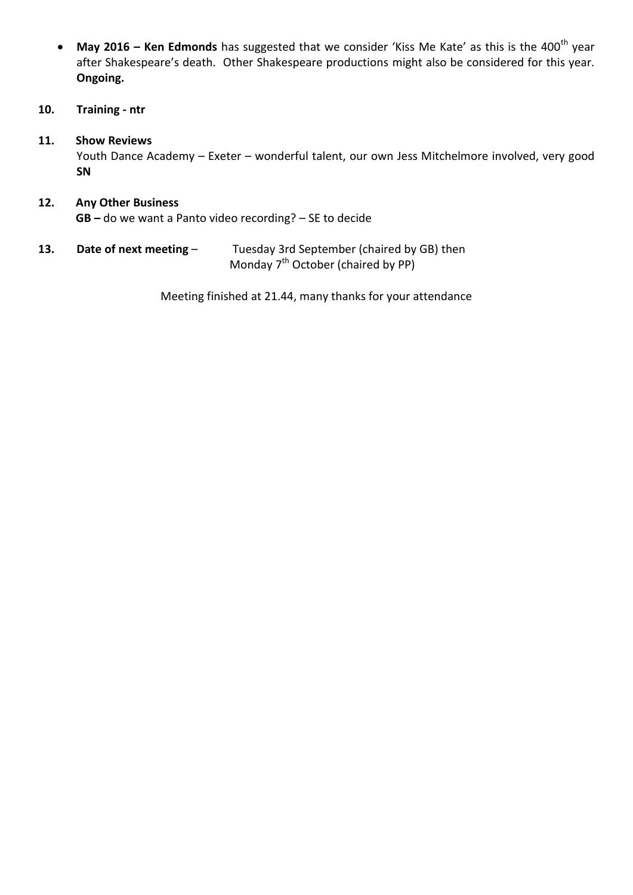- **May 2016 – Ken Edmonds** has suggested that we consider 'Kiss Me Kate' as this is the 400th year after Shakespeare's death. Other Shakespeare productions might also be considered for this year. **Ongoing.**

**10. Training - ntr**

**11. Show Reviews**

Youth Dance Academy – Exeter – wonderful talent, our own Jess Mitchelmore involved, very good **SN**

**12. Any Other Business**

**GB –** do we want a Panto video recording? – SE to decide

**13. Date of next meeting** – Tuesday 3rd September (chaired by GB) then Monday 7th October (chaired by PP)

Meeting finished at 21.44, many thanks for your attendance